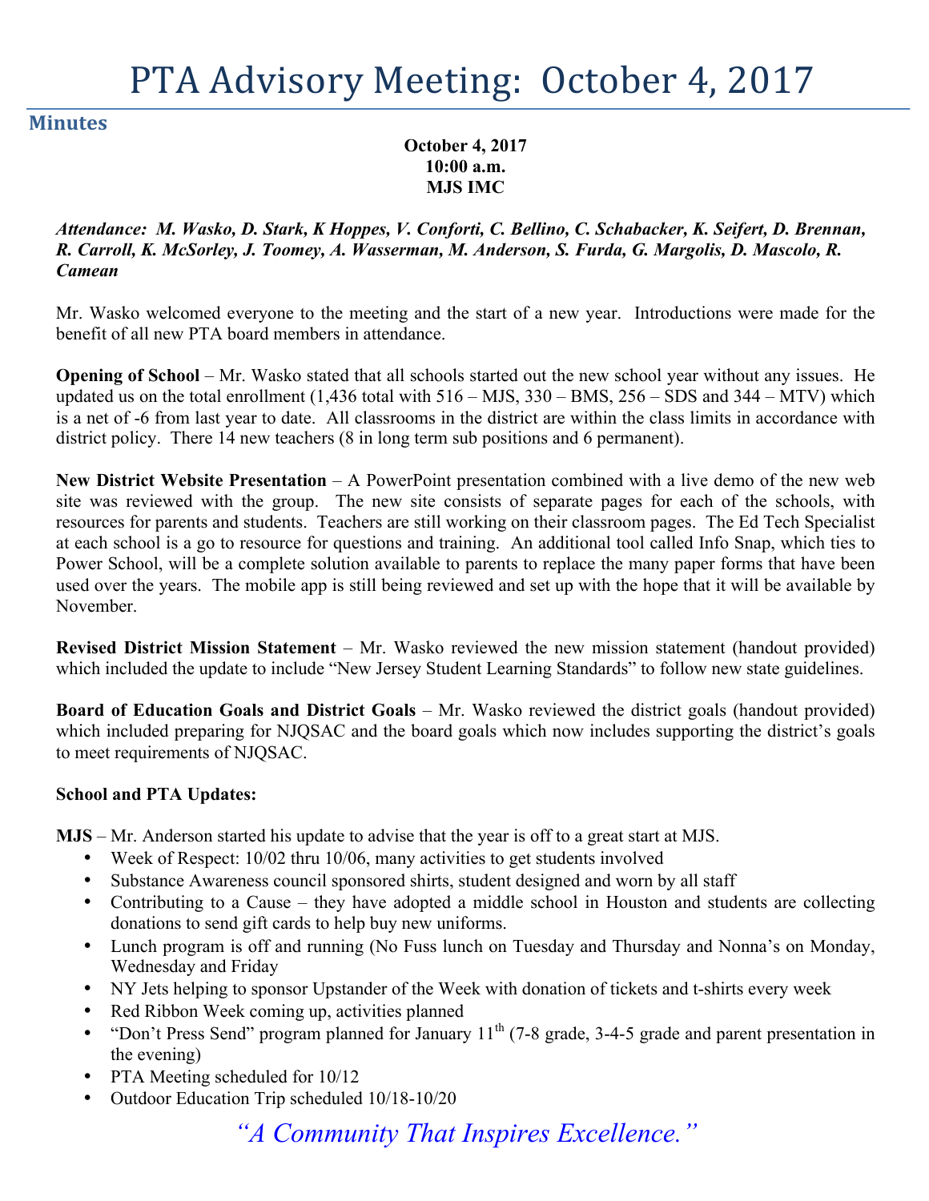# PTA Advisory Meeting: October 4, 2017

## Minutes

**October 4, 2017**
**10:00 a.m.**
**MJS IMC**

***Attendance: M. Wasko, D. Stark, K Hoppes, V. Conforti, C. Bellino, C. Schabacker, K. Seifert, D. Brennan, R. Carroll, K. McSorley, J. Toomey, A. Wasserman, M. Anderson, S. Furda, G. Margolis, D. Mascolo, R. Camean***

Mr. Wasko welcomed everyone to the meeting and the start of a new year. Introductions were made for the benefit of all new PTA board members in attendance.

**Opening of School** – Mr. Wasko stated that all schools started out the new school year without any issues. He updated us on the total enrollment (1,436 total with 516 – MJS, 330 – BMS, 256 – SDS and 344 – MTV) which is a net of -6 from last year to date. All classrooms in the district are within the class limits in accordance with district policy. There 14 new teachers (8 in long term sub positions and 6 permanent).

**New District Website Presentation** – A PowerPoint presentation combined with a live demo of the new web site was reviewed with the group. The new site consists of separate pages for each of the schools, with resources for parents and students. Teachers are still working on their classroom pages. The Ed Tech Specialist at each school is a go to resource for questions and training. An additional tool called Info Snap, which ties to Power School, will be a complete solution available to parents to replace the many paper forms that have been used over the years. The mobile app is still being reviewed and set up with the hope that it will be available by November.

**Revised District Mission Statement** – Mr. Wasko reviewed the new mission statement (handout provided) which included the update to include "New Jersey Student Learning Standards" to follow new state guidelines.

**Board of Education Goals and District Goals** – Mr. Wasko reviewed the district goals (handout provided) which included preparing for NJQSAC and the board goals which now includes supporting the district's goals to meet requirements of NJQSAC.

**School and PTA Updates:**

**MJS** – Mr. Anderson started his update to advise that the year is off to a great start at MJS.

- Week of Respect: 10/02 thru 10/06, many activities to get students involved
- Substance Awareness council sponsored shirts, student designed and worn by all staff
- Contributing to a Cause – they have adopted a middle school in Houston and students are collecting donations to send gift cards to help buy new uniforms.
- Lunch program is off and running (No Fuss lunch on Tuesday and Thursday and Nonna's on Monday, Wednesday and Friday
- NY Jets helping to sponsor Upstander of the Week with donation of tickets and t-shirts every week
- Red Ribbon Week coming up, activities planned
- "Don't Press Send" program planned for January 11th (7-8 grade, 3-4-5 grade and parent presentation in the evening)
- PTA Meeting scheduled for 10/12
- Outdoor Education Trip scheduled 10/18-10/20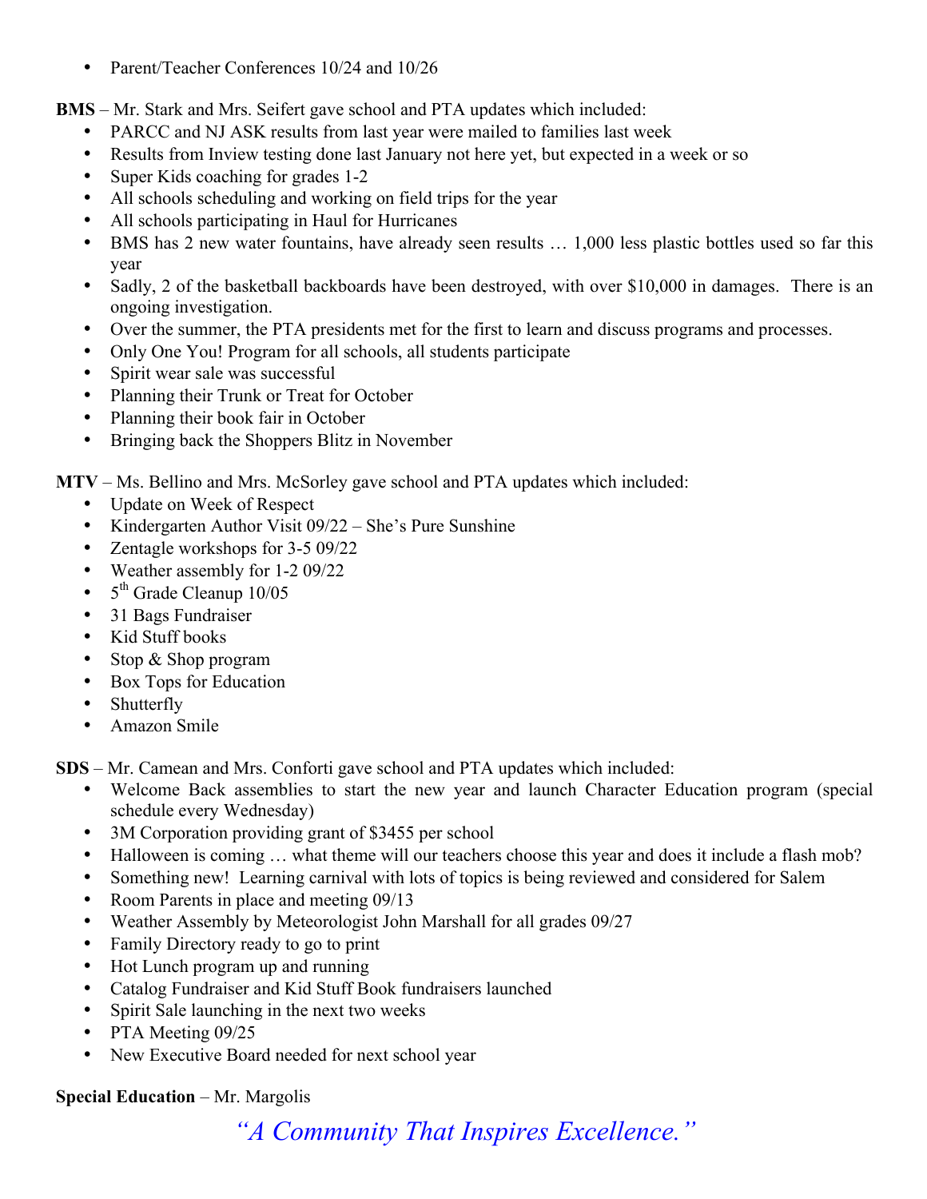- Parent/Teacher Conferences 10/24 and 10/26

**BMS** – Mr. Stark and Mrs. Seifert gave school and PTA updates which included:

- PARCC and NJ ASK results from last year were mailed to families last week
- Results from Inview testing done last January not here yet, but expected in a week or so
- Super Kids coaching for grades 1-2
- All schools scheduling and working on field trips for the year
- All schools participating in Haul for Hurricanes
- BMS has 2 new water fountains, have already seen results … 1,000 less plastic bottles used so far this year
- Sadly, 2 of the basketball backboards have been destroyed, with over $10,000 in damages. There is an ongoing investigation.
- Over the summer, the PTA presidents met for the first to learn and discuss programs and processes.
- Only One You! Program for all schools, all students participate
- Spirit wear sale was successful
- Planning their Trunk or Treat for October
- Planning their book fair in October
- Bringing back the Shoppers Blitz in November

**MTV** – Ms. Bellino and Mrs. McSorley gave school and PTA updates which included:

- Update on Week of Respect
- Kindergarten Author Visit 09/22 – She's Pure Sunshine
- Zentagle workshops for 3-5 09/22
- Weather assembly for 1-2 09/22
- 5th Grade Cleanup 10/05
- 31 Bags Fundraiser
- Kid Stuff books
- Stop & Shop program
- Box Tops for Education
- Shutterfly
- Amazon Smile

**SDS** – Mr. Camean and Mrs. Conforti gave school and PTA updates which included:

- Welcome Back assemblies to start the new year and launch Character Education program (special schedule every Wednesday)
- 3M Corporation providing grant of $3455 per school
- Halloween is coming … what theme will our teachers choose this year and does it include a flash mob?
- Something new! Learning carnival with lots of topics is being reviewed and considered for Salem
- Room Parents in place and meeting 09/13
- Weather Assembly by Meteorologist John Marshall for all grades 09/27
- Family Directory ready to go to print
- Hot Lunch program up and running
- Catalog Fundraiser and Kid Stuff Book fundraisers launched
- Spirit Sale launching in the next two weeks
- PTA Meeting 09/25
- New Executive Board needed for next school year

**Special Education** – Mr. Margolis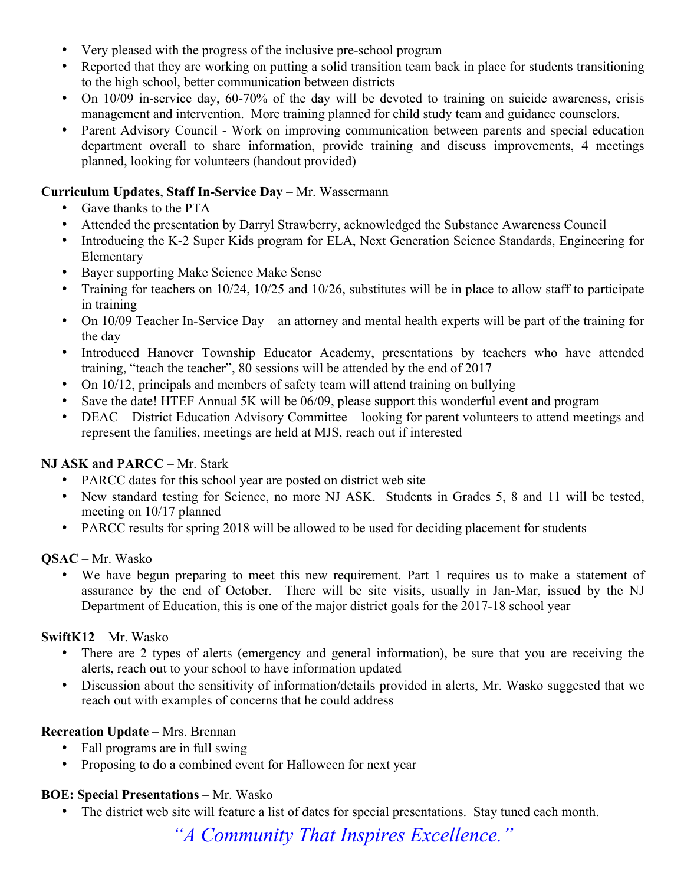- Very pleased with the progress of the inclusive pre-school program
- Reported that they are working on putting a solid transition team back in place for students transitioning to the high school, better communication between districts
- On 10/09 in-service day, 60-70% of the day will be devoted to training on suicide awareness, crisis management and intervention. More training planned for child study team and guidance counselors.
- Parent Advisory Council - Work on improving communication between parents and special education department overall to share information, provide training and discuss improvements, 4 meetings planned, looking for volunteers (handout provided)

**Curriculum Updates**, **Staff In-Service Day** – Mr. Wassermann

- Gave thanks to the PTA
- Attended the presentation by Darryl Strawberry, acknowledged the Substance Awareness Council
- Introducing the K-2 Super Kids program for ELA, Next Generation Science Standards, Engineering for Elementary
- Bayer supporting Make Science Make Sense
- Training for teachers on 10/24, 10/25 and 10/26, substitutes will be in place to allow staff to participate in training
- On 10/09 Teacher In-Service Day – an attorney and mental health experts will be part of the training for the day
- Introduced Hanover Township Educator Academy, presentations by teachers who have attended training, "teach the teacher", 80 sessions will be attended by the end of 2017
- On 10/12, principals and members of safety team will attend training on bullying
- Save the date! HTEF Annual 5K will be 06/09, please support this wonderful event and program
- DEAC – District Education Advisory Committee – looking for parent volunteers to attend meetings and represent the families, meetings are held at MJS, reach out if interested

**NJ ASK and PARCC** – Mr. Stark

- PARCC dates for this school year are posted on district web site
- New standard testing for Science, no more NJ ASK. Students in Grades 5, 8 and 11 will be tested, meeting on 10/17 planned
- PARCC results for spring 2018 will be allowed to be used for deciding placement for students

**QSAC** – Mr. Wasko

- We have begun preparing to meet this new requirement. Part 1 requires us to make a statement of assurance by the end of October. There will be site visits, usually in Jan-Mar, issued by the NJ Department of Education, this is one of the major district goals for the 2017-18 school year

**SwiftK12** – Mr. Wasko

- There are 2 types of alerts (emergency and general information), be sure that you are receiving the alerts, reach out to your school to have information updated
- Discussion about the sensitivity of information/details provided in alerts, Mr. Wasko suggested that we reach out with examples of concerns that he could address

**Recreation Update** – Mrs. Brennan

- Fall programs are in full swing
- Proposing to do a combined event for Halloween for next year

**BOE: Special Presentations** – Mr. Wasko

- The district web site will feature a list of dates for special presentations. Stay tuned each month.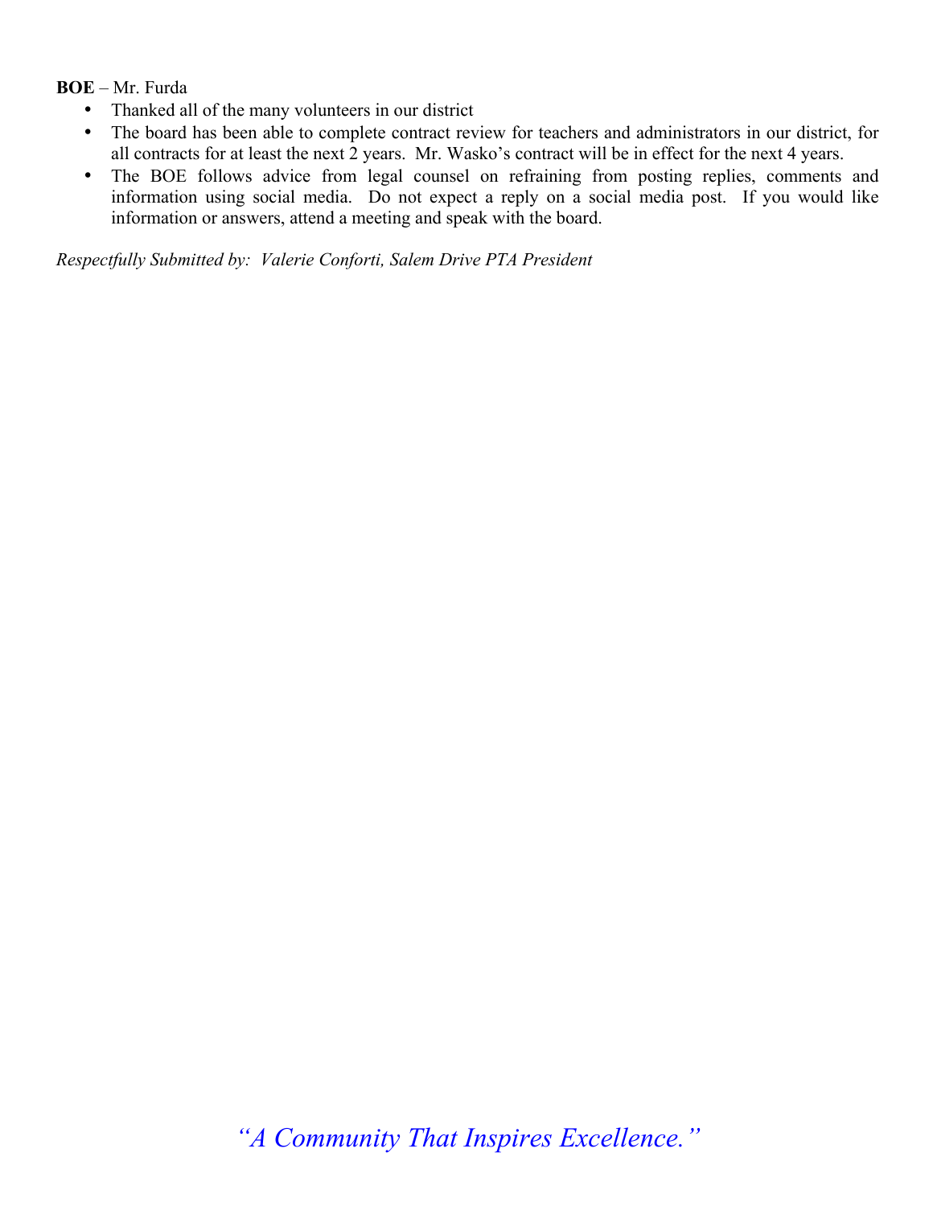**BOE** – Mr. Furda

- Thanked all of the many volunteers in our district
- The board has been able to complete contract review for teachers and administrators in our district, for all contracts for at least the next 2 years. Mr. Wasko's contract will be in effect for the next 4 years.
- The BOE follows advice from legal counsel on refraining from posting replies, comments and information using social media. Do not expect a reply on a social media post. If you would like information or answers, attend a meeting and speak with the board.

*Respectfully Submitted by: Valerie Conforti, Salem Drive PTA President*